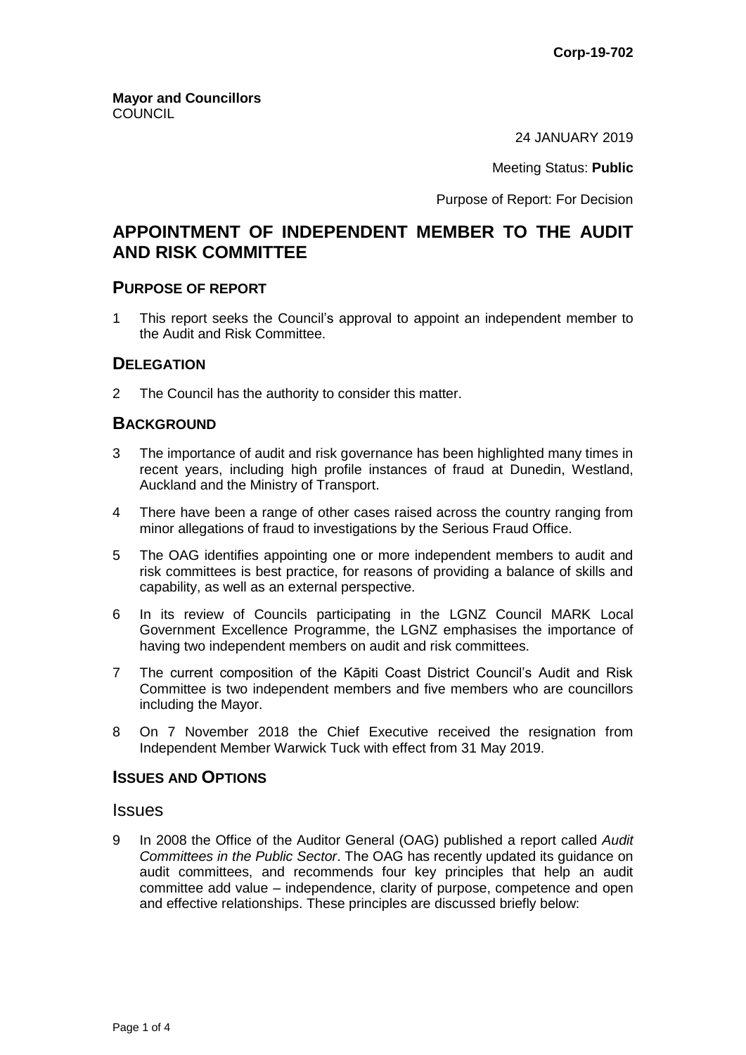**Corp-19-702**

**Mayor and Councillors**
COUNCIL

24 JANUARY 2019

Meeting Status: **Public**

Purpose of Report: For Decision

# APPOINTMENT OF INDEPENDENT MEMBER TO THE AUDIT AND RISK COMMITTEE

## PURPOSE OF REPORT

1 This report seeks the Council's approval to appoint an independent member to the Audit and Risk Committee.

## DELEGATION

2 The Council has the authority to consider this matter.

## BACKGROUND

3 The importance of audit and risk governance has been highlighted many times in recent years, including high profile instances of fraud at Dunedin, Westland, Auckland and the Ministry of Transport.

4 There have been a range of other cases raised across the country ranging from minor allegations of fraud to investigations by the Serious Fraud Office.

5 The OAG identifies appointing one or more independent members to audit and risk committees is best practice, for reasons of providing a balance of skills and capability, as well as an external perspective.

6 In its review of Councils participating in the LGNZ Council MARK Local Government Excellence Programme, the LGNZ emphasises the importance of having two independent members on audit and risk committees.

7 The current composition of the Kāpiti Coast District Council's Audit and Risk Committee is two independent members and five members who are councillors including the Mayor.

8 On 7 November 2018 the Chief Executive received the resignation from Independent Member Warwick Tuck with effect from 31 May 2019.

## ISSUES AND OPTIONS

### Issues

9 In 2008 the Office of the Auditor General (OAG) published a report called *Audit Committees in the Public Sector*. The OAG has recently updated its guidance on audit committees, and recommends four key principles that help an audit committee add value – independence, clarity of purpose, competence and open and effective relationships. These principles are discussed briefly below: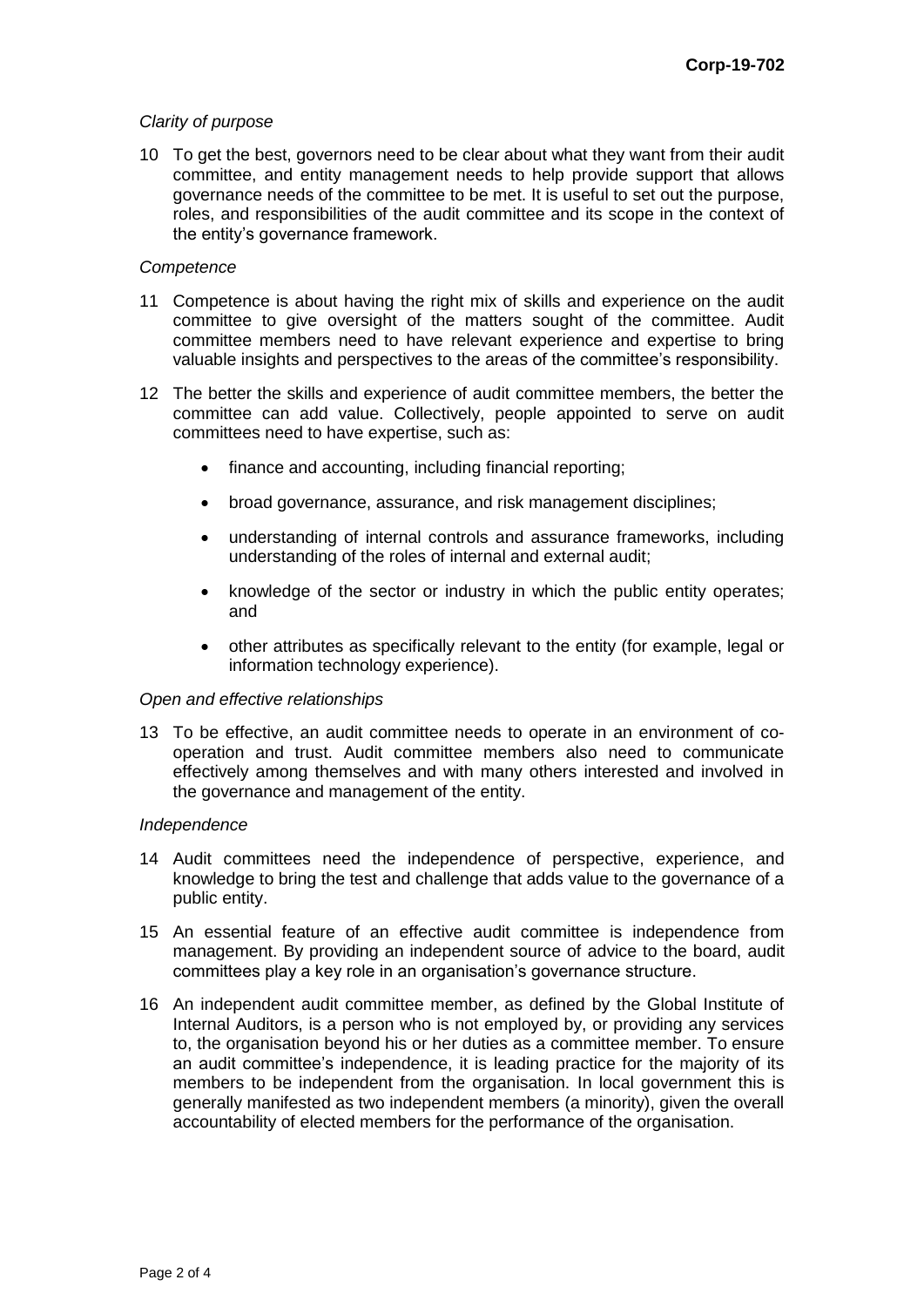*Clarity of purpose*

10 To get the best, governors need to be clear about what they want from their audit committee, and entity management needs to help provide support that allows governance needs of the committee to be met. It is useful to set out the purpose, roles, and responsibilities of the audit committee and its scope in the context of the entity's governance framework.

*Competence*

11 Competence is about having the right mix of skills and experience on the audit committee to give oversight of the matters sought of the committee. Audit committee members need to have relevant experience and expertise to bring valuable insights and perspectives to the areas of the committee's responsibility.

12 The better the skills and experience of audit committee members, the better the committee can add value. Collectively, people appointed to serve on audit committees need to have expertise, such as:

- finance and accounting, including financial reporting;
- broad governance, assurance, and risk management disciplines;
- understanding of internal controls and assurance frameworks, including understanding of the roles of internal and external audit;
- knowledge of the sector or industry in which the public entity operates; and
- other attributes as specifically relevant to the entity (for example, legal or information technology experience).

*Open and effective relationships*

13 To be effective, an audit committee needs to operate in an environment of co-operation and trust. Audit committee members also need to communicate effectively among themselves and with many others interested and involved in the governance and management of the entity.

*Independence*

14 Audit committees need the independence of perspective, experience, and knowledge to bring the test and challenge that adds value to the governance of a public entity.

15 An essential feature of an effective audit committee is independence from management. By providing an independent source of advice to the board, audit committees play a key role in an organisation's governance structure.

16 An independent audit committee member, as defined by the Global Institute of Internal Auditors, is a person who is not employed by, or providing any services to, the organisation beyond his or her duties as a committee member. To ensure an audit committee's independence, it is leading practice for the majority of its members to be independent from the organisation. In local government this is generally manifested as two independent members (a minority), given the overall accountability of elected members for the performance of the organisation.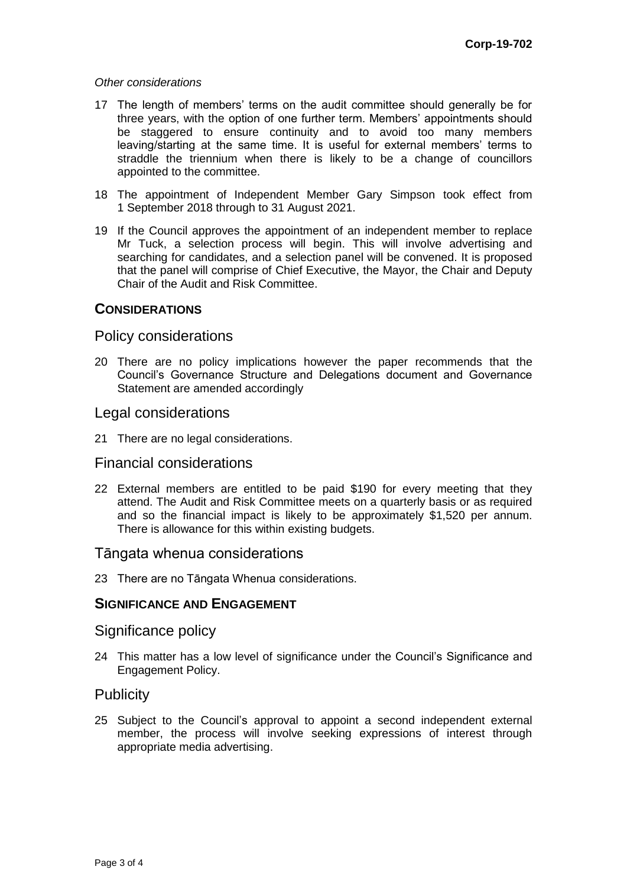*Other considerations*

17 The length of members' terms on the audit committee should generally be for three years, with the option of one further term. Members' appointments should be staggered to ensure continuity and to avoid too many members leaving/starting at the same time. It is useful for external members' terms to straddle the triennium when there is likely to be a change of councillors appointed to the committee.

18 The appointment of Independent Member Gary Simpson took effect from 1 September 2018 through to 31 August 2021.

19 If the Council approves the appointment of an independent member to replace Mr Tuck, a selection process will begin. This will involve advertising and searching for candidates, and a selection panel will be convened. It is proposed that the panel will comprise of Chief Executive, the Mayor, the Chair and Deputy Chair of the Audit and Risk Committee.

## CONSIDERATIONS

### Policy considerations

20 There are no policy implications however the paper recommends that the Council's Governance Structure and Delegations document and Governance Statement are amended accordingly

### Legal considerations

21 There are no legal considerations.

### Financial considerations

22 External members are entitled to be paid $190 for every meeting that they attend. The Audit and Risk Committee meets on a quarterly basis or as required and so the financial impact is likely to be approximately $1,520 per annum. There is allowance for this within existing budgets.

### Tāngata whenua considerations

23 There are no Tāngata Whenua considerations.

## SIGNIFICANCE AND ENGAGEMENT

### Significance policy

24 This matter has a low level of significance under the Council's Significance and Engagement Policy.

### Publicity

25 Subject to the Council's approval to appoint a second independent external member, the process will involve seeking expressions of interest through appropriate media advertising.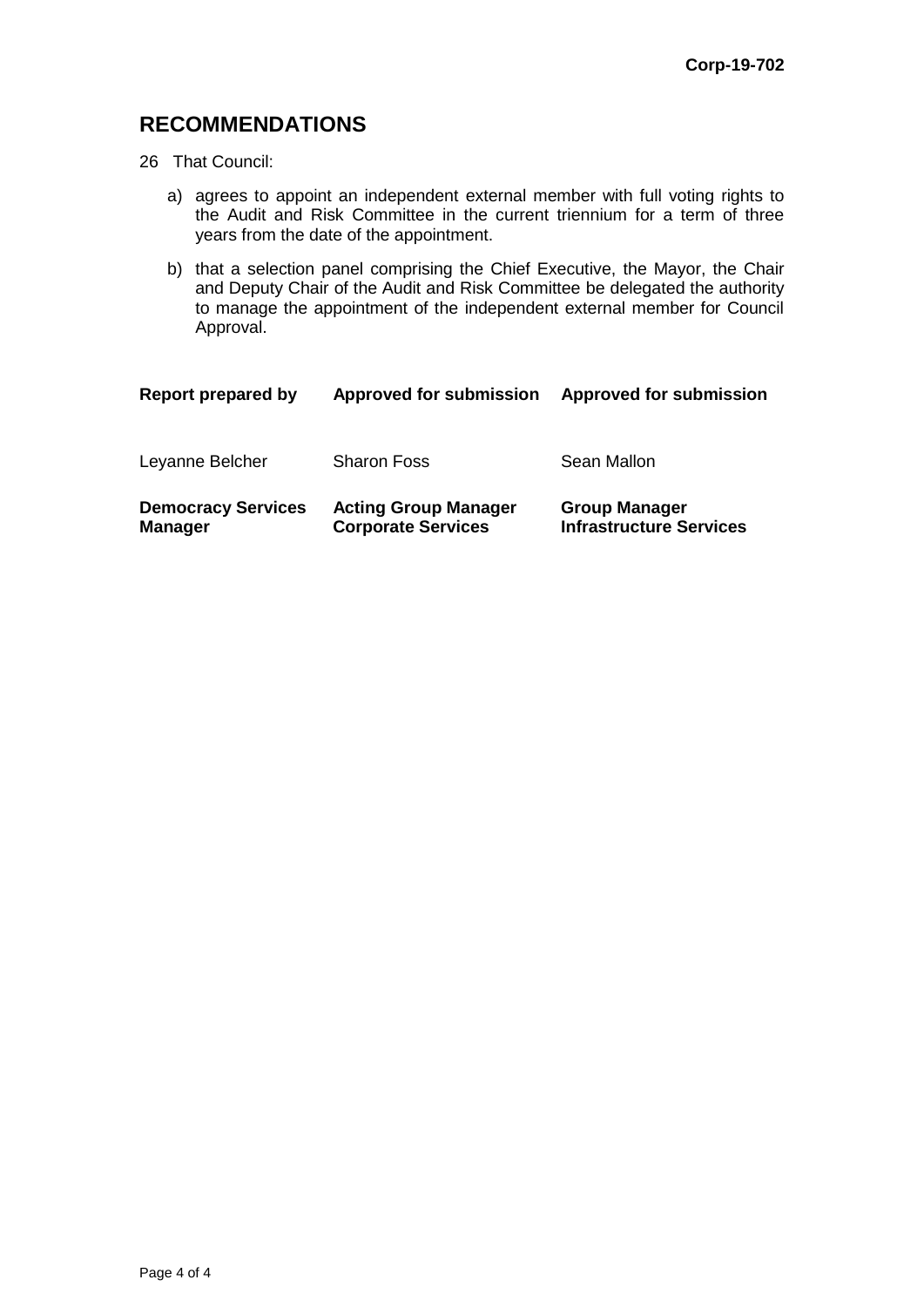## RECOMMENDATIONS

26 That Council:

a) agrees to appoint an independent external member with full voting rights to the Audit and Risk Committee in the current triennium for a term of three years from the date of the appointment.

b) that a selection panel comprising the Chief Executive, the Mayor, the Chair and Deputy Chair of the Audit and Risk Committee be delegated the authority to manage the appointment of the independent external member for Council Approval.

| **Report prepared by** | **Approved for submission** | **Approved for submission** |
| --- | --- | --- |
| Leyanne Belcher | Sharon Foss | Sean Mallon |
| **Democracy Services Manager** | **Acting Group Manager Corporate Services** | **Group Manager Infrastructure Services** |